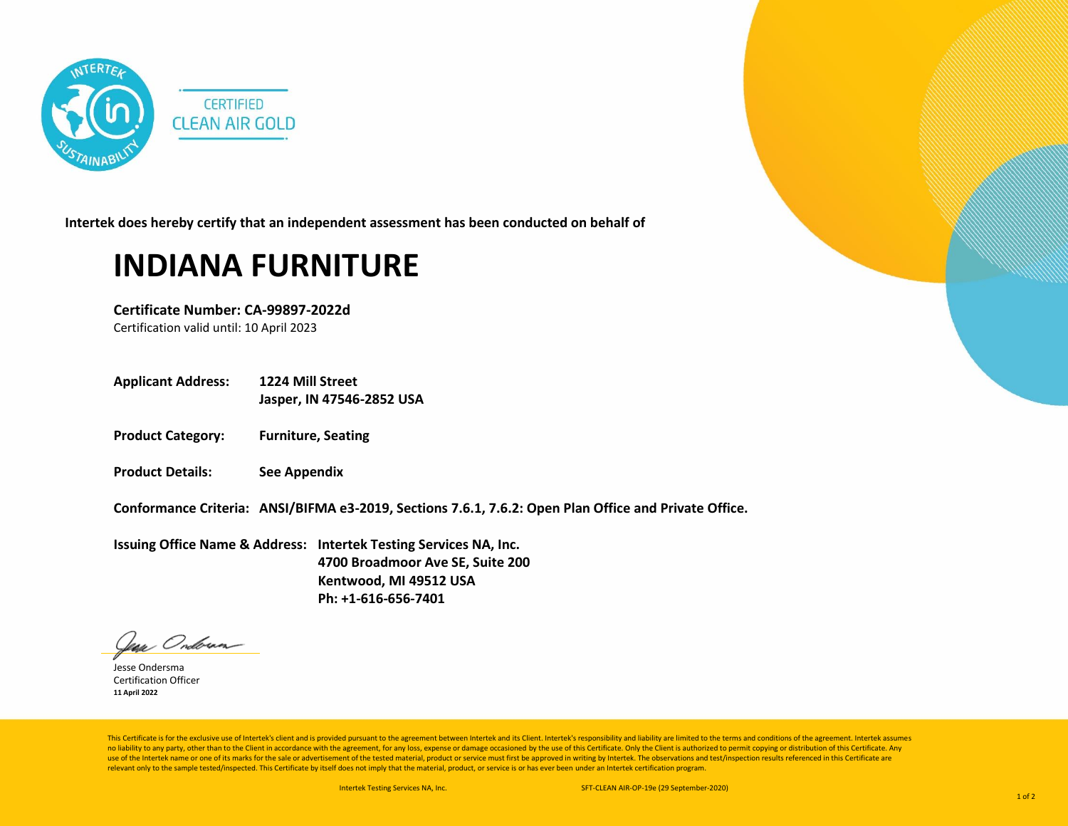CERTIFIED
CLEAN AIR GOLD

**Intertek does hereby certify that an independent assessment has been conducted on behalf of**

# INDIANA FURNITURE

**Certificate Number: CA-99897-2022d**
Certification valid until: 10 April 2023

**Applicant Address:** **1224 Mill Street**
**Jasper, IN 47546-2852 USA**

**Product Category:** **Furniture, Seating**

**Product Details:** **See Appendix**

**Conformance Criteria:** **ANSI/BIFMA e3-2019, Sections 7.6.1, 7.6.2: Open Plan Office and Private Office.**

**Issuing Office Name & Address:** **Intertek Testing Services NA, Inc.**
**4700 Broadmoor Ave SE, Suite 200**
**Kentwood, MI 49512 USA**
**Ph: +1-616-656-7401**

Jesse Ondersma
Certification Officer
**11 April 2022**

This Certificate is for the exclusive use of Intertek's client and is provided pursuant to the agreement between Intertek and its Client. Intertek's responsibility and liability are limited to the terms and conditions of the agreement. Intertek assumes no liability to any party, other than to the Client in accordance with the agreement, for any loss, expense or damage occasioned by the use of this Certificate. Only the Client is authorized to permit copying or distribution of this Certificate. Any use of the Intertek name or one of its marks for the sale or advertisement of the tested material, product or service must first be approved in writing by Intertek. The observations and test/inspection results referenced in this Certificate are relevant only to the sample tested/inspected. This Certificate by itself does not imply that the material, product, or service is or has ever been under an Intertek certification program.

Intertek Testing Services NA, Inc. SFT-CLEAN AIR-OP-19e (29 September-2020)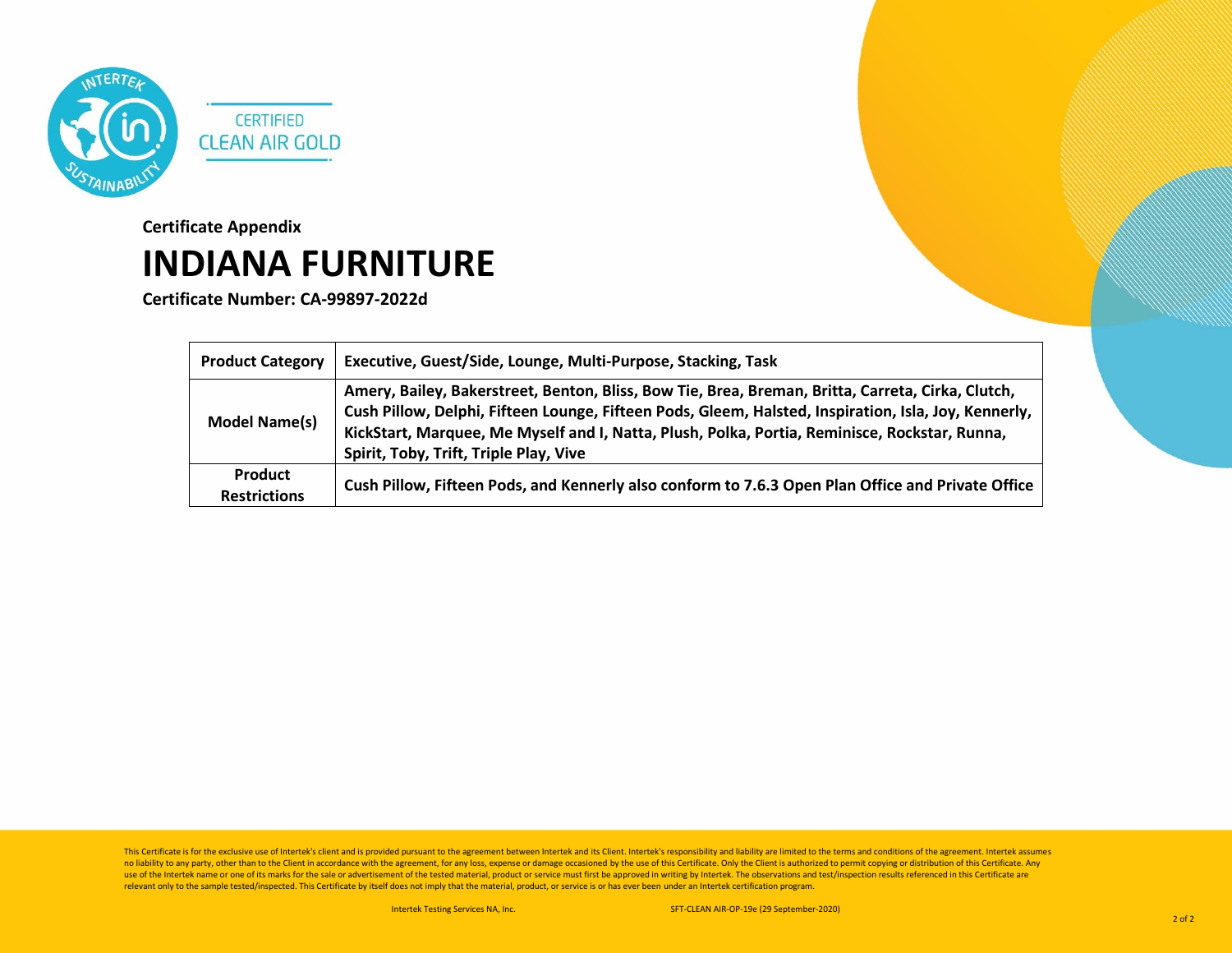CERTIFIED CLEAN AIR GOLD

**Certificate Appendix**

# INDIANA FURNITURE

**Certificate Number: CA-99897-2022d**

| | |
|---|---|
| **Product Category** | **Executive, Guest/Side, Lounge, Multi-Purpose, Stacking, Task** |
| **Model Name(s)** | **Amery, Bailey, Bakerstreet, Benton, Bliss, Bow Tie, Brea, Breman, Britta, Carreta, Cirka, Clutch, Cush Pillow, Delphi, Fifteen Lounge, Fifteen Pods, Gleem, Halsted, Inspiration, Isla, Joy, Kennerly, KickStart, Marquee, Me Myself and I, Natta, Plush, Polka, Portia, Reminisce, Rockstar, Runna, Spirit, Toby, Trift, Triple Play, Vive** |
| **Product Restrictions** | **Cush Pillow, Fifteen Pods, and Kennerly also conform to 7.6.3 Open Plan Office and Private Office** |

This Certificate is for the exclusive use of Intertek's client and is provided pursuant to the agreement between Intertek and its Client. Intertek's responsibility and liability are limited to the terms and conditions of the agreement. Intertek assumes no liability to any party, other than to the Client in accordance with the agreement, for any loss, expense or damage occasioned by the use of this Certificate. Only the Client is authorized to permit copying or distribution of this Certificate. Any use of the Intertek name or one of its marks for the sale or advertisement of the tested material, product or service must first be approved in writing by Intertek. The observations and test/inspection results referenced in this Certificate are relevant only to the sample tested/inspected. This Certificate by itself does not imply that the material, product, or service is or has ever been under an Intertek certification program.

Intertek Testing Services NA, Inc.

SFT-CLEAN AIR-OP-19e (29 September-2020)